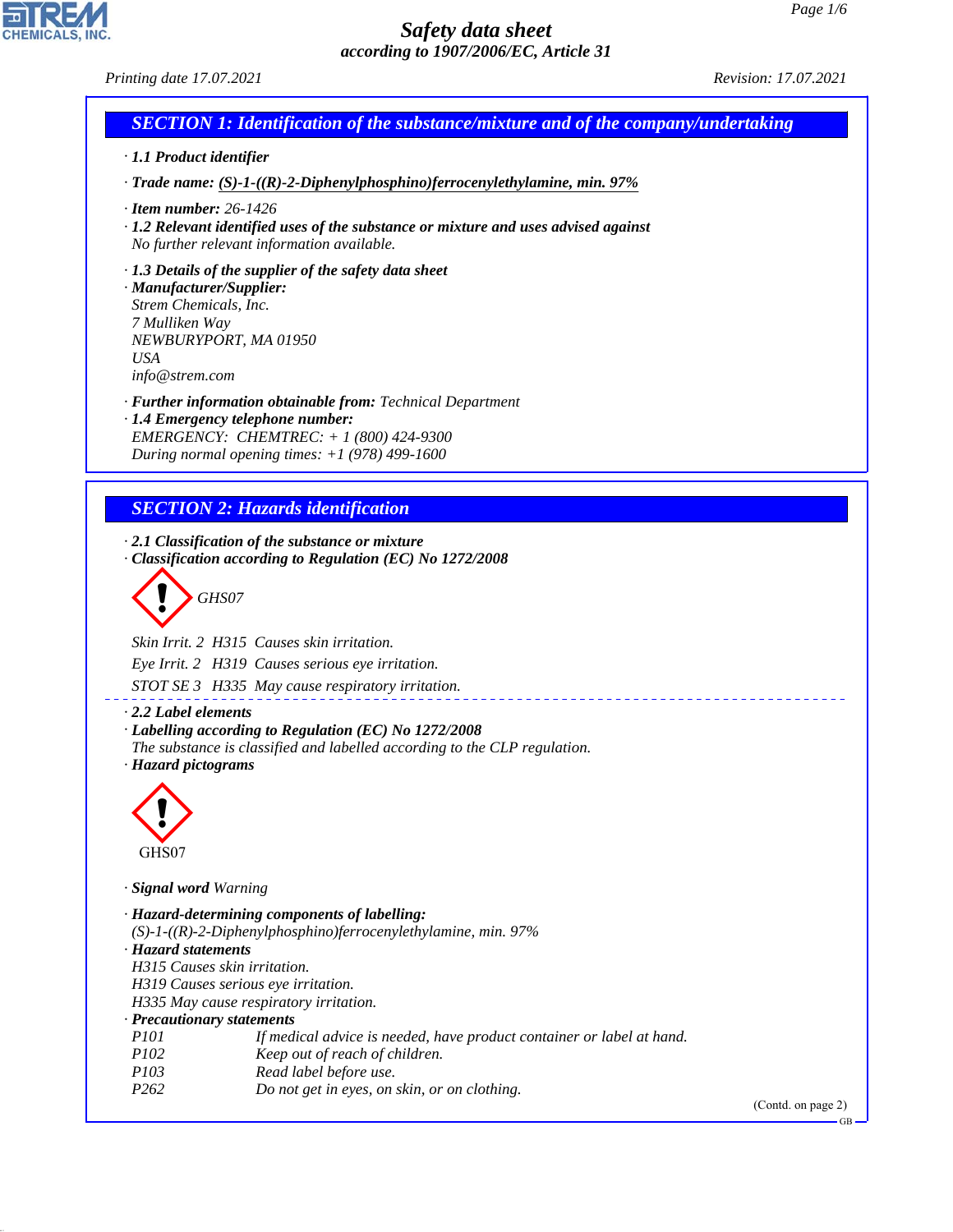# Safety data sheet

*according to 1907/2006/EC, Article 31*

*Printing date 17.07.2021* *Revision: 17.07.2021*

## SECTION 1: Identification of the substance/mixture and of the company/undertaking

· **1.1 Product identifier**

· **Trade name: (S)-1-((R)-2-Diphenylphosphino)ferrocenylethylamine, min. 97%**

· **Item number:** 26-1426

· **1.2 Relevant identified uses of the substance or mixture and uses advised against**
No further relevant information available.

· **1.3 Details of the supplier of the safety data sheet**

· **Manufacturer/Supplier:**
Strem Chemicals, Inc.
7 Mulliken Way
NEWBURYPORT, MA 01950
USA
info@strem.com

· **Further information obtainable from:** Technical Department

· **1.4 Emergency telephone number:**
EMERGENCY: CHEMTREC: + 1 (800) 424-9300
During normal opening times: +1 (978) 499-1600

## SECTION 2: Hazards identification

· **2.1 Classification of the substance or mixture**

· **Classification according to Regulation (EC) No 1272/2008**

GHS07

Skin Irrit. 2 H315 Causes skin irritation.

Eye Irrit. 2 H319 Causes serious eye irritation.

STOT SE 3 H335 May cause respiratory irritation.

· **2.2 Label elements**

· **Labelling according to Regulation (EC) No 1272/2008**
The substance is classified and labelled according to the CLP regulation.

· **Hazard pictograms**

GHS07

· **Signal word** Warning

· **Hazard-determining components of labelling:**
(S)-1-((R)-2-Diphenylphosphino)ferrocenylethylamine, min. 97%

· **Hazard statements**
H315 Causes skin irritation.
H319 Causes serious eye irritation.
H335 May cause respiratory irritation.

· **Precautionary statements**

| | |
|---|---|
| P101 | If medical advice is needed, have product container or label at hand. |
| P102 | Keep out of reach of children. |
| P103 | Read label before use. |
| P262 | Do not get in eyes, on skin, or on clothing. |

(Contd. on page 2)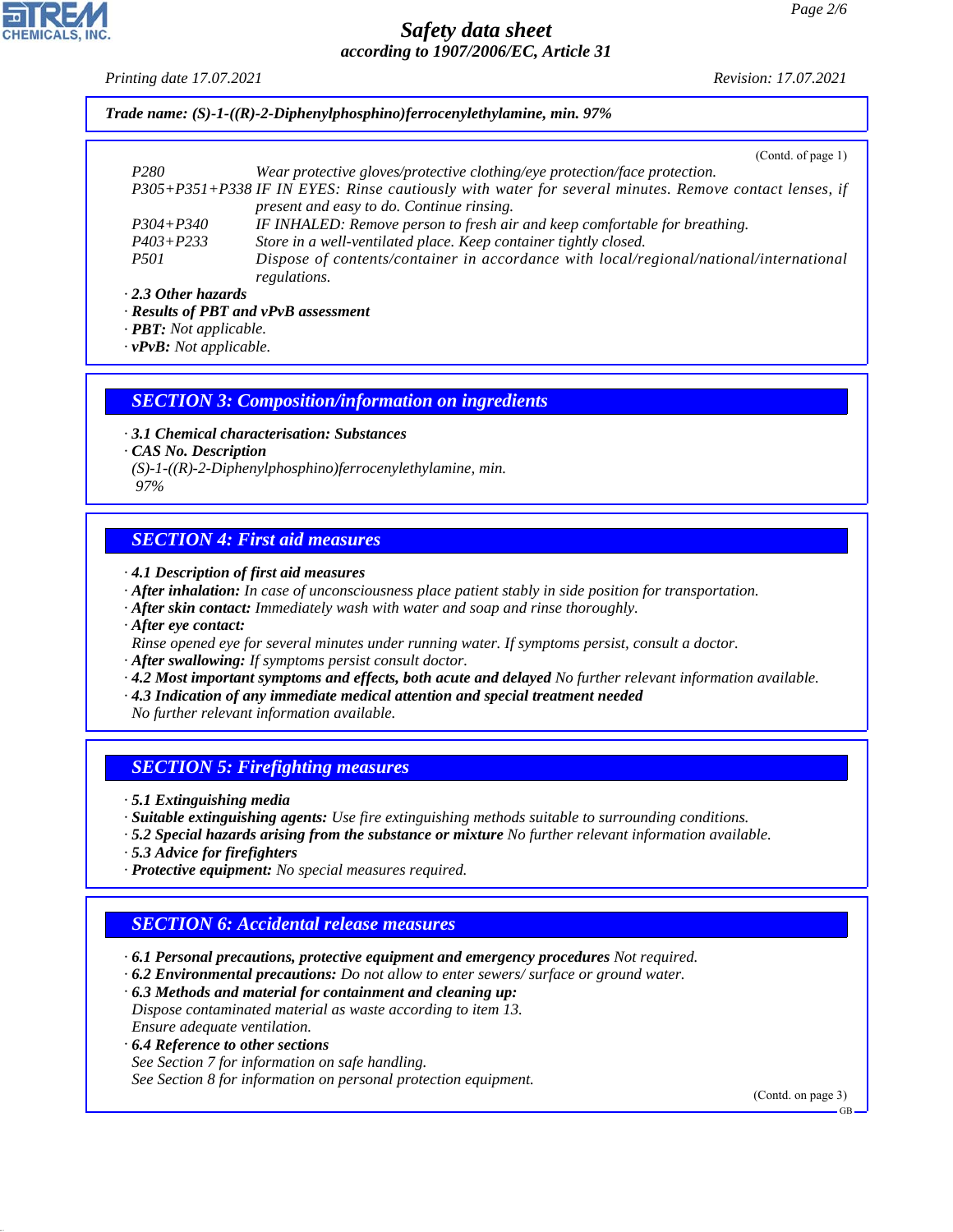**Trade name: (S)-1-((R)-2-Diphenylphosphino)ferrocenylethylamine, min. 97%**

(Contd. of page 1)

| | |
|---|---|
| P280 | Wear protective gloves/protective clothing/eye protection/face protection. |
| P305+P351+P338 | IF IN EYES: Rinse cautiously with water for several minutes. Remove contact lenses, if present and easy to do. Continue rinsing. |
| P304+P340 | IF INHALED: Remove person to fresh air and keep comfortable for breathing. |
| P403+P233 | Store in a well-ventilated place. Keep container tightly closed. |
| P501 | Dispose of contents/container in accordance with local/regional/national/international regulations. |

· **2.3 Other hazards**
· **Results of PBT and vPvB assessment**
· **PBT:** Not applicable.
· **vPvB:** Not applicable.

## SECTION 3: Composition/information on ingredients

· **3.1 Chemical characterisation: Substances**
· **CAS No. Description**
(S)-1-((R)-2-Diphenylphosphino)ferrocenylethylamine, min. 97%

## SECTION 4: First aid measures

· **4.1 Description of first aid measures**
· **After inhalation:** In case of unconsciousness place patient stably in side position for transportation.
· **After skin contact:** Immediately wash with water and soap and rinse thoroughly.
· **After eye contact:**
Rinse opened eye for several minutes under running water. If symptoms persist, consult a doctor.
· **After swallowing:** If symptoms persist consult doctor.
· **4.2 Most important symptoms and effects, both acute and delayed** No further relevant information available.
· **4.3 Indication of any immediate medical attention and special treatment needed**
No further relevant information available.

## SECTION 5: Firefighting measures

· **5.1 Extinguishing media**
· **Suitable extinguishing agents:** Use fire extinguishing methods suitable to surrounding conditions.
· **5.2 Special hazards arising from the substance or mixture** No further relevant information available.
· **5.3 Advice for firefighters**
· **Protective equipment:** No special measures required.

## SECTION 6: Accidental release measures

· **6.1 Personal precautions, protective equipment and emergency procedures** Not required.
· **6.2 Environmental precautions:** Do not allow to enter sewers/ surface or ground water.
· **6.3 Methods and material for containment and cleaning up:**
Dispose contaminated material as waste according to item 13.
Ensure adequate ventilation.
· **6.4 Reference to other sections**
See Section 7 for information on safe handling.
See Section 8 for information on personal protection equipment.

(Contd. on page 3)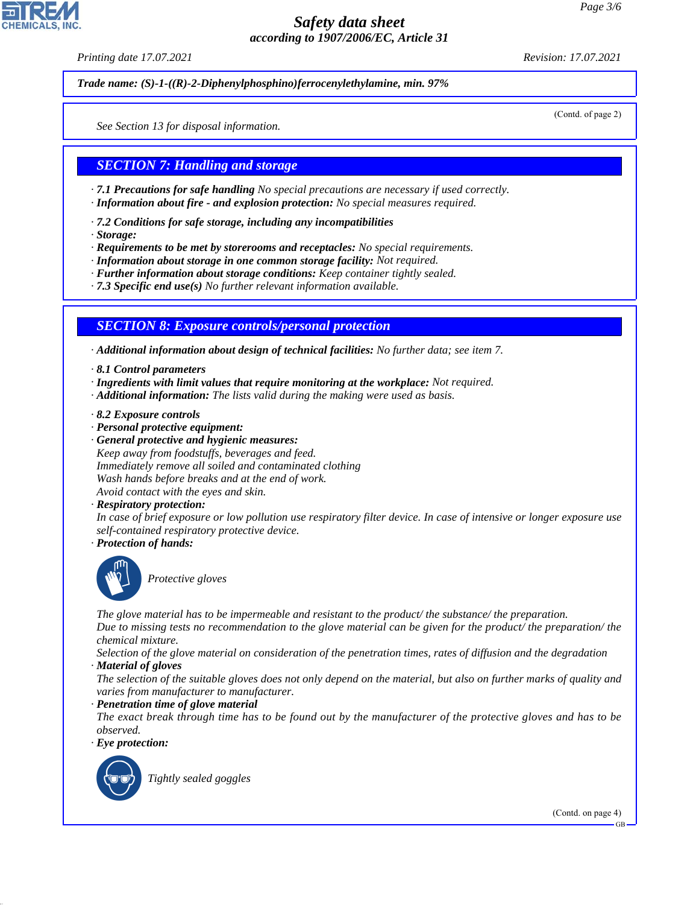**Trade name: (S)-1-((R)-2-Diphenylphosphino)ferrocenylethylamine, min. 97%**

(Contd. of page 2)

See Section 13 for disposal information.

## SECTION 7: Handling and storage

· **7.1 Precautions for safe handling** No special precautions are necessary if used correctly.
· **Information about fire - and explosion protection:** No special measures required.

· **7.2 Conditions for safe storage, including any incompatibilities**
· **Storage:**
· **Requirements to be met by storerooms and receptacles:** No special requirements.
· **Information about storage in one common storage facility:** Not required.
· **Further information about storage conditions:** Keep container tightly sealed.
· **7.3 Specific end use(s)** No further relevant information available.

## SECTION 8: Exposure controls/personal protection

· **Additional information about design of technical facilities:** No further data; see item 7.

· **8.1 Control parameters**
· **Ingredients with limit values that require monitoring at the workplace:** Not required.
· **Additional information:** The lists valid during the making were used as basis.

· **8.2 Exposure controls**
· **Personal protective equipment:**
· **General protective and hygienic measures:**
Keep away from foodstuffs, beverages and feed.
Immediately remove all soiled and contaminated clothing
Wash hands before breaks and at the end of work.
Avoid contact with the eyes and skin.
· **Respiratory protection:**
In case of brief exposure or low pollution use respiratory filter device. In case of intensive or longer exposure use self-contained respiratory protective device.
· **Protection of hands:**

Protective gloves

The glove material has to be impermeable and resistant to the product/ the substance/ the preparation.
Due to missing tests no recommendation to the glove material can be given for the product/ the preparation/ the chemical mixture.
Selection of the glove material on consideration of the penetration times, rates of diffusion and the degradation
· **Material of gloves**
The selection of the suitable gloves does not only depend on the material, but also on further marks of quality and varies from manufacturer to manufacturer.
· **Penetration time of glove material**
The exact break through time has to be found out by the manufacturer of the protective gloves and has to be observed.
· **Eye protection:**

Tightly sealed goggles

(Contd. on page 4)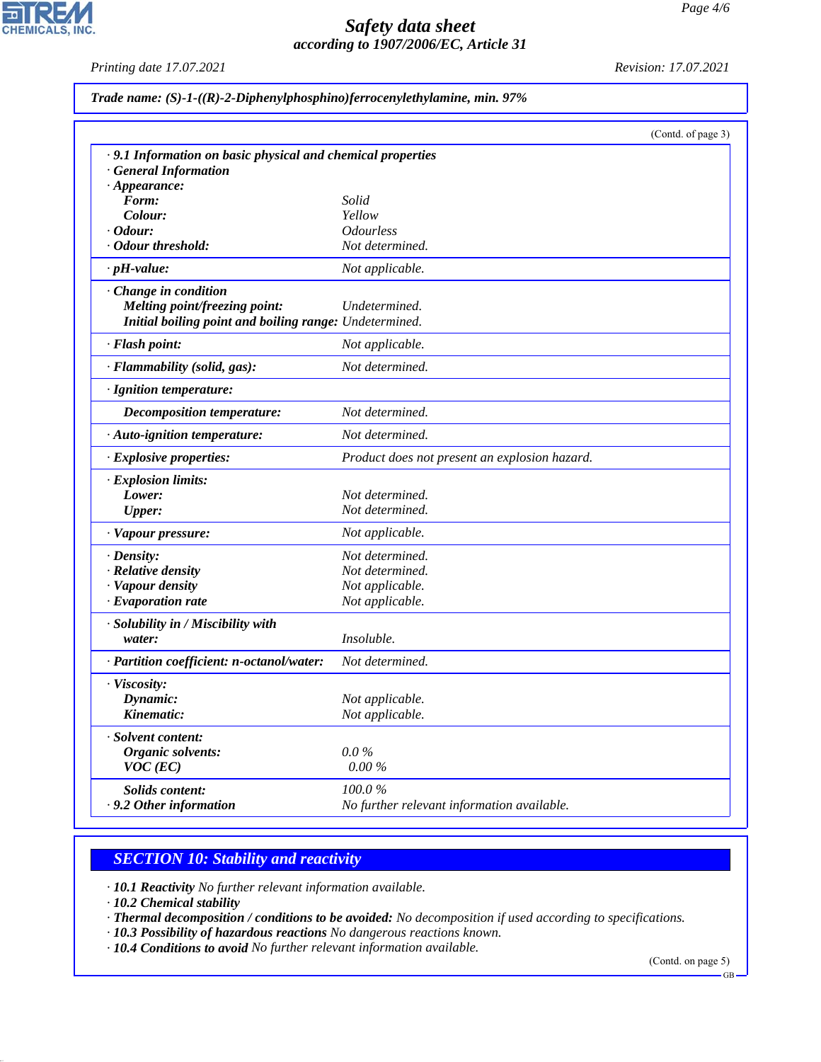**Trade name: (S)-1-((R)-2-Diphenylphosphino)ferrocenylethylamine, min. 97%**

(Contd. of page 3)

| | |
|---|---|
| **· 9.1 Information on basic physical and chemical properties** | |
| **· General Information** | |
| **· Appearance:** | |
| **Form:** | Solid |
| **Colour:** | Yellow |
| **· Odour:** | Odourless |
| **· Odour threshold:** | Not determined. |
| **· pH-value:** | Not applicable. |
| **· Change in condition** | |
| **Melting point/freezing point:** | Undetermined. |
| **Initial boiling point and boiling range:** | Undetermined. |
| **· Flash point:** | Not applicable. |
| **· Flammability (solid, gas):** | Not determined. |
| **· Ignition temperature:** | |
| **Decomposition temperature:** | Not determined. |
| **· Auto-ignition temperature:** | Not determined. |
| **· Explosive properties:** | Product does not present an explosion hazard. |
| **· Explosion limits:** | |
| **Lower:** | Not determined. |
| **Upper:** | Not determined. |
| **· Vapour pressure:** | Not applicable. |
| **· Density:** | Not determined. |
| **· Relative density** | Not determined. |
| **· Vapour density** | Not applicable. |
| **· Evaporation rate** | Not applicable. |
| **· Solubility in / Miscibility with water:** | Insoluble. |
| **· Partition coefficient: n-octanol/water:** | Not determined. |
| **· Viscosity:** | |
| **Dynamic:** | Not applicable. |
| **Kinematic:** | Not applicable. |
| **· Solvent content:** | |
| **Organic solvents:** | 0.0 % |
| **VOC (EC)** | 0.00 % |
| **Solids content:** | 100.0 % |
| **· 9.2 Other information** | No further relevant information available. |

## SECTION 10: Stability and reactivity

· **10.1 Reactivity** No further relevant information available.
· **10.2 Chemical stability**
· **Thermal decomposition / conditions to be avoided:** No decomposition if used according to specifications.
· **10.3 Possibility of hazardous reactions** No dangerous reactions known.
· **10.4 Conditions to avoid** No further relevant information available.

(Contd. on page 5)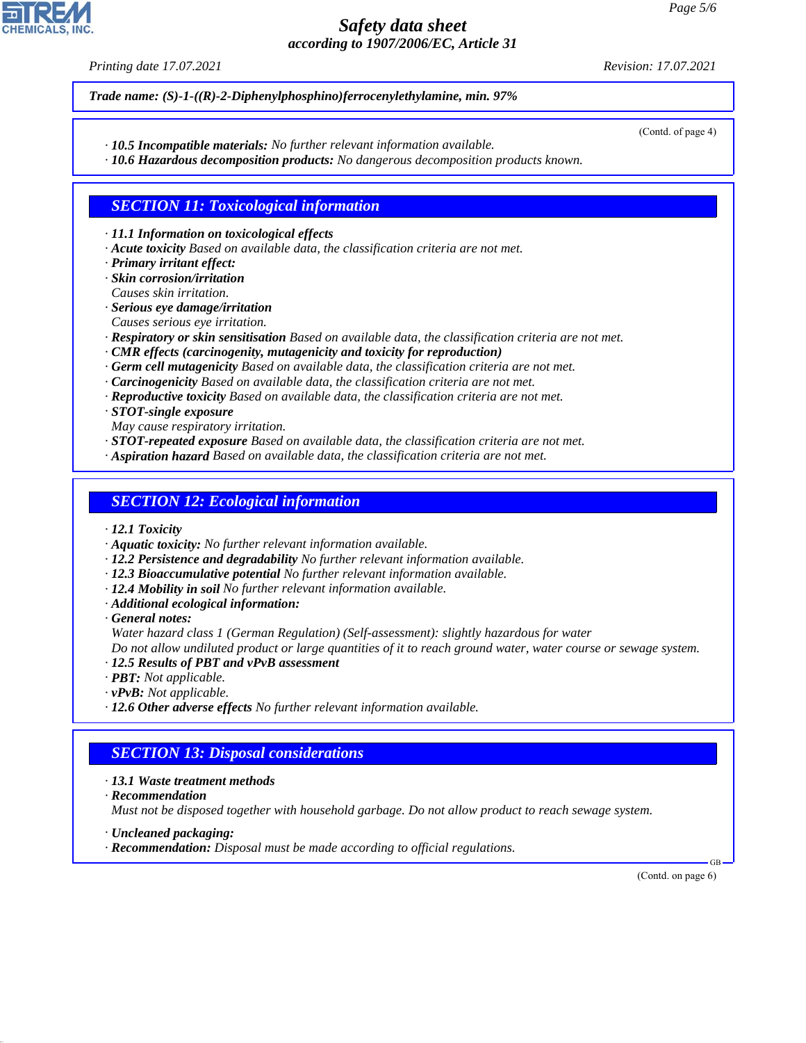Trade name: **(S)-1-((R)-2-Diphenylphosphino)ferrocenylethylamine, min. 97%**

(Contd. of page 4)

· **10.5 Incompatible materials:** No further relevant information available.
· **10.6 Hazardous decomposition products:** No dangerous decomposition products known.

## SECTION 11: Toxicological information

· **11.1 Information on toxicological effects**
· **Acute toxicity** Based on available data, the classification criteria are not met.
· **Primary irritant effect:**
· **Skin corrosion/irritation**
Causes skin irritation.
· **Serious eye damage/irritation**
Causes serious eye irritation.
· **Respiratory or skin sensitisation** Based on available data, the classification criteria are not met.
· **CMR effects (carcinogenity, mutagenicity and toxicity for reproduction)**
· **Germ cell mutagenicity** Based on available data, the classification criteria are not met.
· **Carcinogenicity** Based on available data, the classification criteria are not met.
· **Reproductive toxicity** Based on available data, the classification criteria are not met.
· **STOT-single exposure**
May cause respiratory irritation.
· **STOT-repeated exposure** Based on available data, the classification criteria are not met.
· **Aspiration hazard** Based on available data, the classification criteria are not met.

## SECTION 12: Ecological information

· **12.1 Toxicity**
· **Aquatic toxicity:** No further relevant information available.
· **12.2 Persistence and degradability** No further relevant information available.
· **12.3 Bioaccumulative potential** No further relevant information available.
· **12.4 Mobility in soil** No further relevant information available.
· **Additional ecological information:**
· **General notes:**
Water hazard class 1 (German Regulation) (Self-assessment): slightly hazardous for water
Do not allow undiluted product or large quantities of it to reach ground water, water course or sewage system.
· **12.5 Results of PBT and vPvB assessment**
· **PBT:** Not applicable.
· **vPvB:** Not applicable.
· **12.6 Other adverse effects** No further relevant information available.

## SECTION 13: Disposal considerations

· **13.1 Waste treatment methods**
· **Recommendation**
Must not be disposed together with household garbage. Do not allow product to reach sewage system.

· **Uncleaned packaging:**
· **Recommendation:** Disposal must be made according to official regulations.

(Contd. on page 6)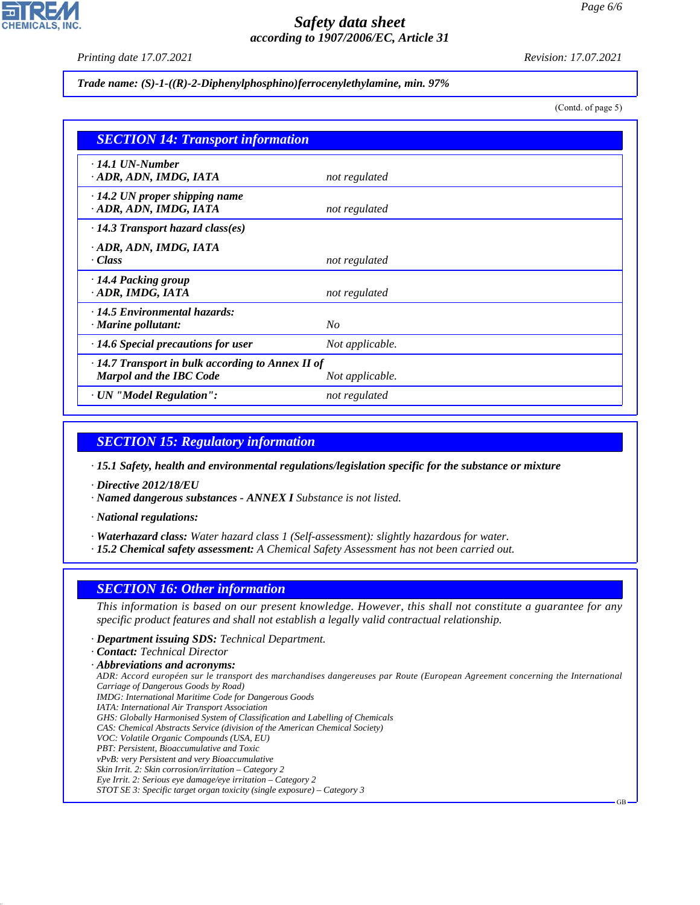*Trade name: (S)-1-((R)-2-Diphenylphosphino)ferrocenylethylamine, min. 97%*

(Contd. of page 5)

## SECTION 14: Transport information

| | |
|---|---|
| · **14.1 UN-Number**<br>· **ADR, ADN, IMDG, IATA** | not regulated |
| · **14.2 UN proper shipping name**<br>· **ADR, ADN, IMDG, IATA** | not regulated |
| · **14.3 Transport hazard class(es)**<br>· **ADR, ADN, IMDG, IATA**<br>· **Class** | not regulated |
| · **14.4 Packing group**<br>· **ADR, IMDG, IATA** | not regulated |
| · **14.5 Environmental hazards:**<br>· **Marine pollutant:** | No |
| · **14.6 Special precautions for user** | Not applicable. |
| · **14.7 Transport in bulk according to Annex II of Marpol and the IBC Code** | Not applicable. |
| · **UN "Model Regulation":** | not regulated |

## SECTION 15: Regulatory information

· **15.1 Safety, health and environmental regulations/legislation specific for the substance or mixture**

· **Directive 2012/18/EU**
· **Named dangerous substances - ANNEX I** Substance is not listed.

· **National regulations:**

· **Waterhazard class:** Water hazard class 1 (Self-assessment): slightly hazardous for water.
· **15.2 Chemical safety assessment:** A Chemical Safety Assessment has not been carried out.

## SECTION 16: Other information

This information is based on our present knowledge. However, this shall not constitute a guarantee for any specific product features and shall not establish a legally valid contractual relationship.

· **Department issuing SDS:** Technical Department.
· **Contact:** Technical Director
· **Abbreviations and acronyms:**
ADR: Accord européen sur le transport des marchandises dangereuses par Route (European Agreement concerning the International Carriage of Dangerous Goods by Road)
IMDG: International Maritime Code for Dangerous Goods
IATA: International Air Transport Association
GHS: Globally Harmonised System of Classification and Labelling of Chemicals
CAS: Chemical Abstracts Service (division of the American Chemical Society)
VOC: Volatile Organic Compounds (USA, EU)
PBT: Persistent, Bioaccumulative and Toxic
vPvB: very Persistent and very Bioaccumulative
Skin Irrit. 2: Skin corrosion/irritation – Category 2
Eye Irrit. 2: Serious eye damage/eye irritation – Category 2
STOT SE 3: Specific target organ toxicity (single exposure) – Category 3

GB